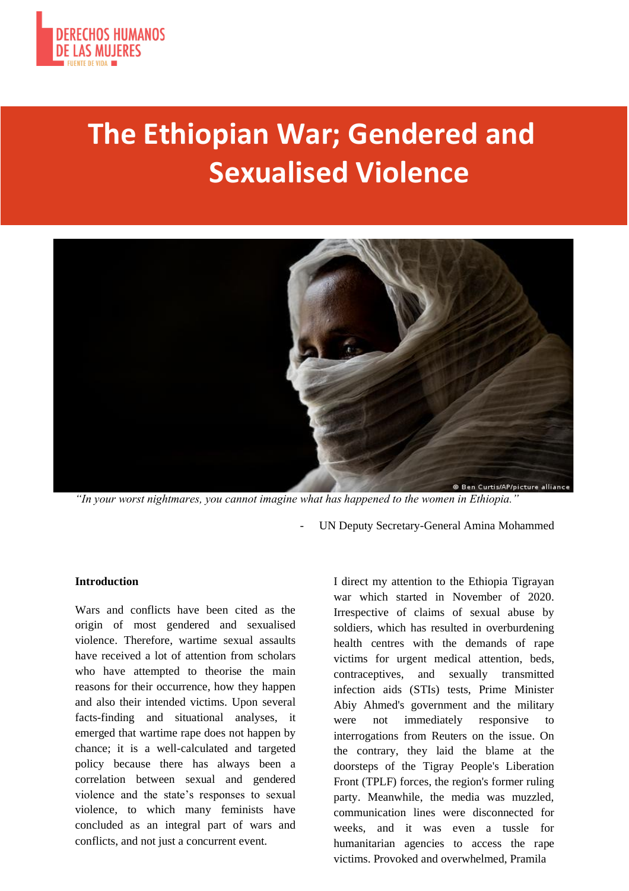# The Ethiopian War; Gendered and Sexualised Violence

*"In your worst nightmares, you cannot imagine what has happened to the women in Ethiopia."*

- UN Deputy Secretary-General Amina Mohammed

**Introduction**

Wars and conflicts have been cited as the origin of most gendered and sexualised violence. Therefore, wartime sexual assaults have received a lot of attention from scholars who have attempted to theorise the main reasons for their occurrence, how they happen and also their intended victims. Upon several facts-finding and situational analyses, it emerged that wartime rape does not happen by chance; it is a well-calculated and targeted policy because there has always been a correlation between sexual and gendered violence and the state's responses to sexual violence, to which many feminists have concluded as an integral part of wars and conflicts, and not just a concurrent event.

I direct my attention to the Ethiopia Tigrayan war which started in November of 2020. Irrespective of claims of sexual abuse by soldiers, which has resulted in overburdening health centres with the demands of rape victims for urgent medical attention, beds, contraceptives, and sexually transmitted infection aids (STIs) tests, Prime Minister Abiy Ahmed's government and the military were not immediately responsive to interrogations from Reuters on the issue. On the contrary, they laid the blame at the doorsteps of the Tigray People's Liberation Front (TPLF) forces, the region's former ruling party. Meanwhile, the media was muzzled, communication lines were disconnected for weeks, and it was even a tussle for humanitarian agencies to access the rape victims. Provoked and overwhelmed, Pramila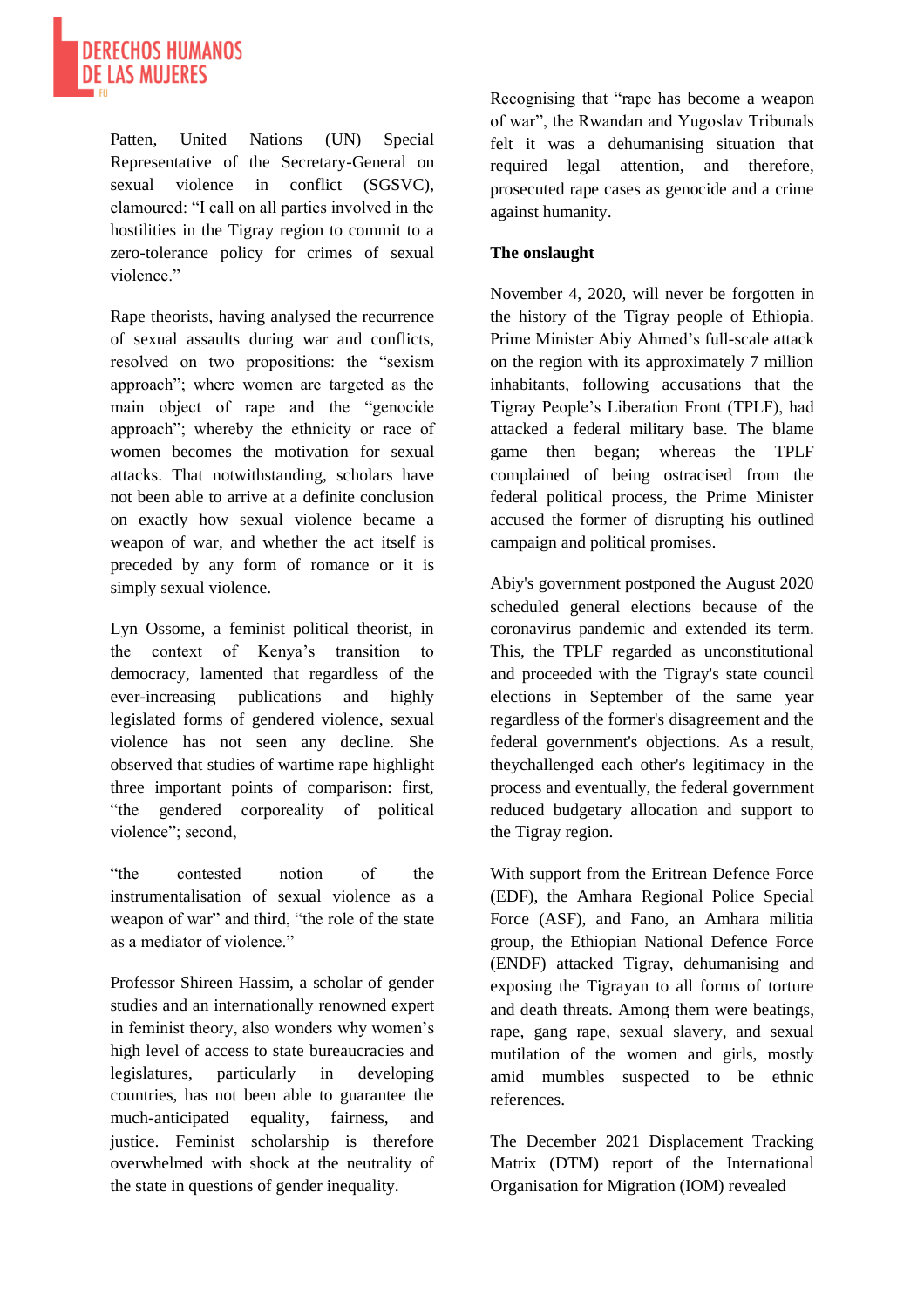Patten, United Nations (UN) Special Representative of the Secretary-General on sexual violence in conflict (SGSVC), clamoured: "I call on all parties involved in the hostilities in the Tigray region to commit to a zero-tolerance policy for crimes of sexual violence."

Rape theorists, having analysed the recurrence of sexual assaults during war and conflicts, resolved on two propositions: the "sexism approach"; where women are targeted as the main object of rape and the "genocide approach"; whereby the ethnicity or race of women becomes the motivation for sexual attacks. That notwithstanding, scholars have not been able to arrive at a definite conclusion on exactly how sexual violence became a weapon of war, and whether the act itself is preceded by any form of romance or it is simply sexual violence.

Lyn Ossome, a feminist political theorist, in the context of Kenya's transition to democracy, lamented that regardless of the ever-increasing publications and highly legislated forms of gendered violence, sexual violence has not seen any decline. She observed that studies of wartime rape highlight three important points of comparison: first, "the gendered corporeality of political violence"; second,

"the contested notion of the instrumentalisation of sexual violence as a weapon of war" and third, "the role of the state as a mediator of violence."

Professor Shireen Hassim, a scholar of gender studies and an internationally renowned expert in feminist theory, also wonders why women's high level of access to state bureaucracies and legislatures, particularly in developing countries, has not been able to guarantee the much-anticipated equality, fairness, and justice. Feminist scholarship is therefore overwhelmed with shock at the neutrality of the state in questions of gender inequality.

Recognising that "rape has become a weapon of war", the Rwandan and Yugoslav Tribunals felt it was a dehumanising situation that required legal attention, and therefore, prosecuted rape cases as genocide and a crime against humanity.

**The onslaught**

November 4, 2020, will never be forgotten in the history of the Tigray people of Ethiopia. Prime Minister Abiy Ahmed's full-scale attack on the region with its approximately 7 million inhabitants, following accusations that the Tigray People's Liberation Front (TPLF), had attacked a federal military base. The blame game then began; whereas the TPLF complained of being ostracised from the federal political process, the Prime Minister accused the former of disrupting his outlined campaign and political promises.

Abiy's government postponed the August 2020 scheduled general elections because of the coronavirus pandemic and extended its term. This, the TPLF regarded as unconstitutional and proceeded with the Tigray's state council elections in September of the same year regardless of the former's disagreement and the federal government's objections. As a result, theychallenged each other's legitimacy in the process and eventually, the federal government reduced budgetary allocation and support to the Tigray region.

With support from the Eritrean Defence Force (EDF), the Amhara Regional Police Special Force (ASF), and Fano, an Amhara militia group, the Ethiopian National Defence Force (ENDF) attacked Tigray, dehumanising and exposing the Tigrayan to all forms of torture and death threats. Among them were beatings, rape, gang rape, sexual slavery, and sexual mutilation of the women and girls, mostly amid mumbles suspected to be ethnic references.

The December 2021 Displacement Tracking Matrix (DTM) report of the International Organisation for Migration (IOM) revealed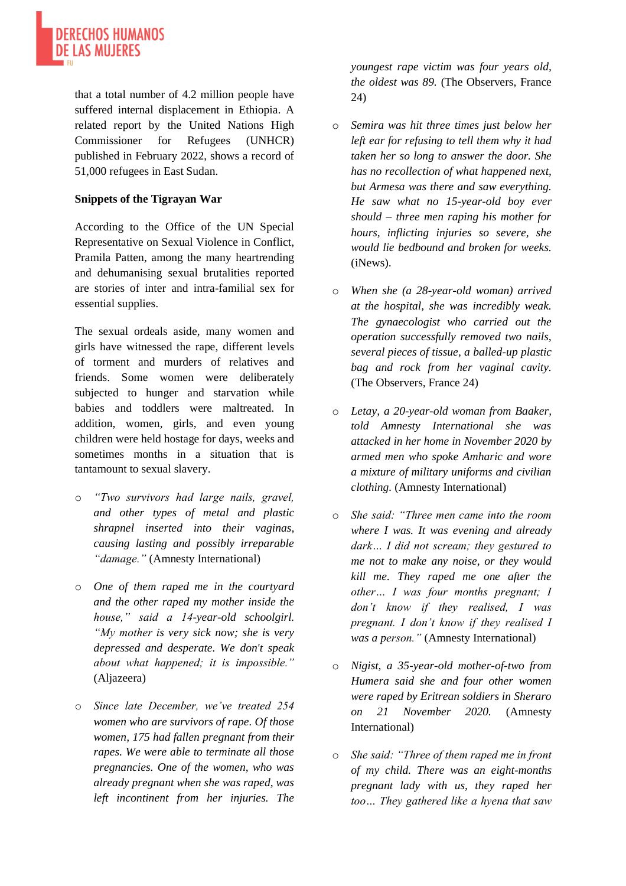that a total number of 4.2 million people have suffered internal displacement in Ethiopia. A related report by the United Nations High Commissioner for Refugees (UNHCR) published in February 2022, shows a record of 51,000 refugees in East Sudan.

**Snippets of the Tigrayan War**

According to the Office of the UN Special Representative on Sexual Violence in Conflict, Pramila Patten, among the many heartrending and dehumanising sexual brutalities reported are stories of inter and intra-familial sex for essential supplies.

The sexual ordeals aside, many women and girls have witnessed the rape, different levels of torment and murders of relatives and friends. Some women were deliberately subjected to hunger and starvation while babies and toddlers were maltreated. In addition, women, girls, and even young children were held hostage for days, weeks and sometimes months in a situation that is tantamount to sexual slavery.

- *"Two survivors had large nails, gravel, and other types of metal and plastic shrapnel inserted into their vaginas, causing lasting and possibly irreparable "damage."* (Amnesty International)
- *One of them raped me in the courtyard and the other raped my mother inside the house," said a 14-year-old schoolgirl. "My mother is very sick now; she is very depressed and desperate. We don't speak about what happened; it is impossible."* (Aljazeera)
- *Since late December, we've treated 254 women who are survivors of rape. Of those women, 175 had fallen pregnant from their rapes. We were able to terminate all those pregnancies. One of the women, who was already pregnant when she was raped, was left incontinent from her injuries. The youngest rape victim was four years old, the oldest was 89.* (The Observers, France 24)
- *Semira was hit three times just below her left ear for refusing to tell them why it had taken her so long to answer the door. She has no recollection of what happened next, but Armesa was there and saw everything. He saw what no 15-year-old boy ever should – three men raping his mother for hours, inflicting injuries so severe, she would lie bedbound and broken for weeks.* (iNews).
- *When she (a 28-year-old woman) arrived at the hospital, she was incredibly weak. The gynaecologist who carried out the operation successfully removed two nails, several pieces of tissue, a balled-up plastic bag and rock from her vaginal cavity.* (The Observers, France 24)
- *Letay, a 20-year-old woman from Baaker, told Amnesty International she was attacked in her home in November 2020 by armed men who spoke Amharic and wore a mixture of military uniforms and civilian clothing.* (Amnesty International)
- *She said: "Three men came into the room where I was. It was evening and already dark… I did not scream; they gestured to me not to make any noise, or they would kill me. They raped me one after the other… I was four months pregnant; I don't know if they realised, I was pregnant. I don't know if they realised I was a person."* (Amnesty International)
- *Nigist, a 35-year-old mother-of-two from Humera said she and four other women were raped by Eritrean soldiers in Sheraro on 21 November 2020.* (Amnesty International)
- *She said: "Three of them raped me in front of my child. There was an eight-months pregnant lady with us, they raped her too… They gathered like a hyena that saw*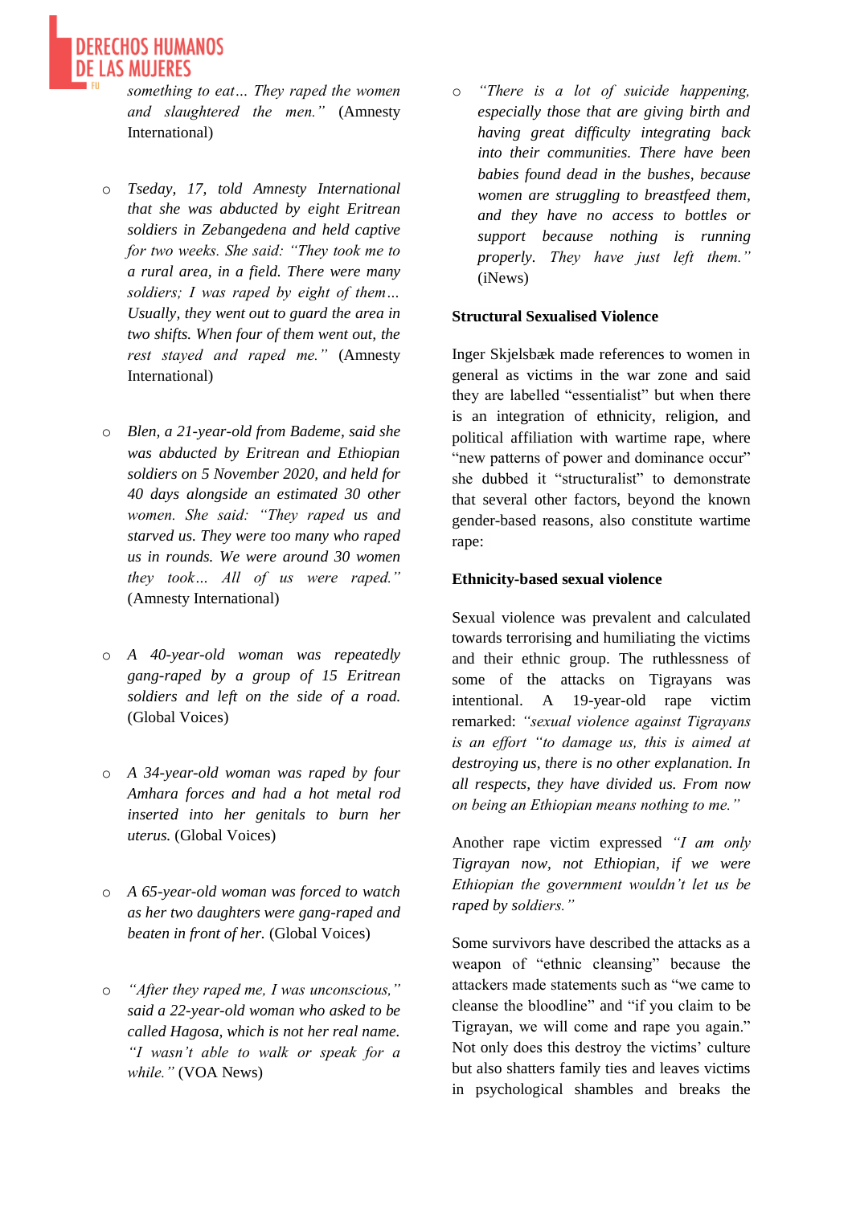*something to eat… They raped the women and slaughtered the men."* (Amnesty International)

- *Tseday, 17, told Amnesty International that she was abducted by eight Eritrean soldiers in Zebangedena and held captive for two weeks. She said: "They took me to a rural area, in a field. There were many soldiers; I was raped by eight of them… Usually, they went out to guard the area in two shifts. When four of them went out, the rest stayed and raped me."* (Amnesty International)

- *Blen, a 21-year-old from Bademe, said she was abducted by Eritrean and Ethiopian soldiers on 5 November 2020, and held for 40 days alongside an estimated 30 other women. She said: "They raped us and starved us. They were too many who raped us in rounds. We were around 30 women they took… All of us were raped."* (Amnesty International)

- *A 40-year-old woman was repeatedly gang-raped by a group of 15 Eritrean soldiers and left on the side of a road.* (Global Voices)

- *A 34-year-old woman was raped by four Amhara forces and had a hot metal rod inserted into her genitals to burn her uterus.* (Global Voices)

- *A 65-year-old woman was forced to watch as her two daughters were gang-raped and beaten in front of her.* (Global Voices)

- *"After they raped me, I was unconscious," said a 22-year-old woman who asked to be called Hagosa, which is not her real name. "I wasn't able to walk or speak for a while."* (VOA News)

- *"There is a lot of suicide happening, especially those that are giving birth and having great difficulty integrating back into their communities. There have been babies found dead in the bushes, because women are struggling to breastfeed them, and they have no access to bottles or support because nothing is running properly. They have just left them."* (iNews)

**Structural Sexualised Violence**

Inger Skjelsbæk made references to women in general as victims in the war zone and said they are labelled "essentialist" but when there is an integration of ethnicity, religion, and political affiliation with wartime rape, where "new patterns of power and dominance occur" she dubbed it "structuralist" to demonstrate that several other factors, beyond the known gender-based reasons, also constitute wartime rape:

**Ethnicity-based sexual violence**

Sexual violence was prevalent and calculated towards terrorising and humiliating the victims and their ethnic group. The ruthlessness of some of the attacks on Tigrayans was intentional. A 19-year-old rape victim remarked: *"sexual violence against Tigrayans is an effort "to damage us, this is aimed at destroying us, there is no other explanation. In all respects, they have divided us. From now on being an Ethiopian means nothing to me."*

Another rape victim expressed *"I am only Tigrayan now, not Ethiopian, if we were Ethiopian the government wouldn't let us be raped by soldiers."*

Some survivors have described the attacks as a weapon of "ethnic cleansing" because the attackers made statements such as "we came to cleanse the bloodline" and "if you claim to be Tigrayan, we will come and rape you again." Not only does this destroy the victims' culture but also shatters family ties and leaves victims in psychological shambles and breaks the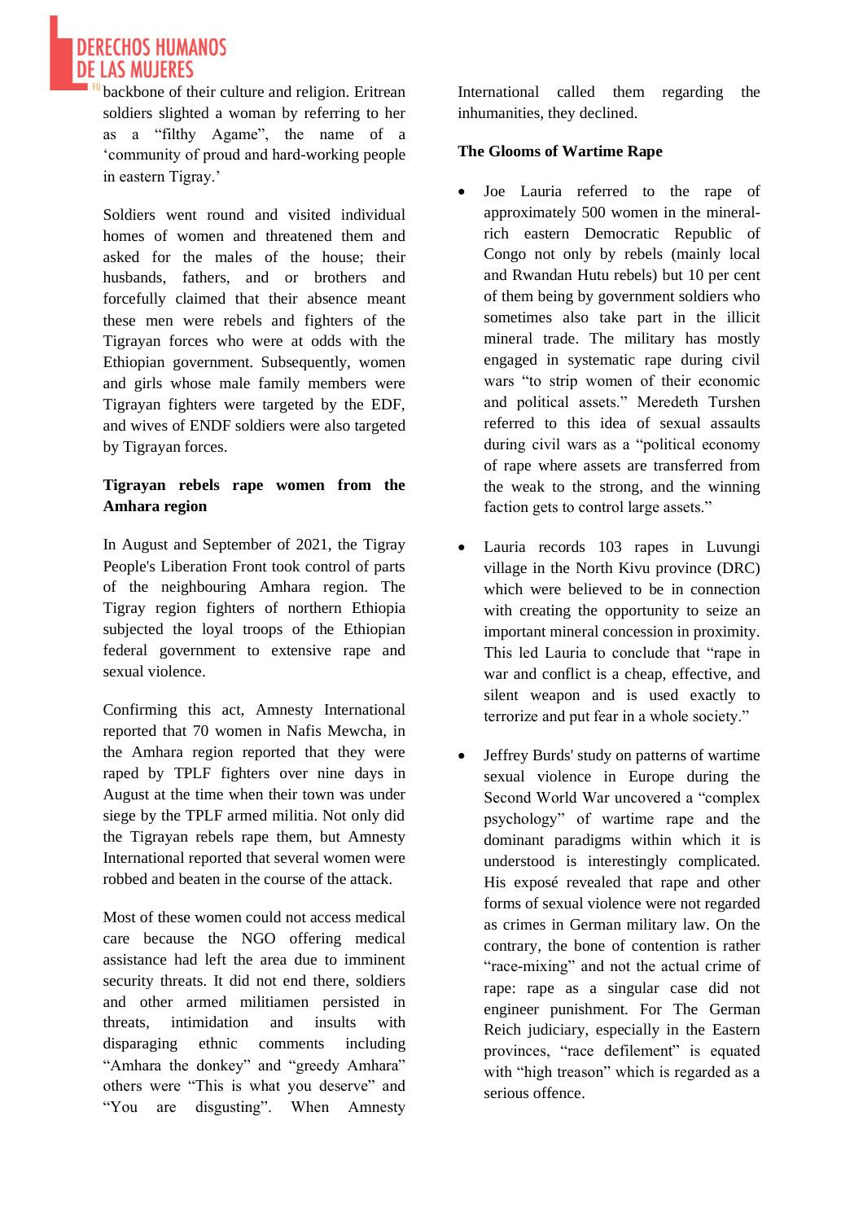backbone of their culture and religion. Eritrean soldiers slighted a woman by referring to her as a "filthy Agame", the name of a 'community of proud and hard-working people in eastern Tigray.'

Soldiers went round and visited individual homes of women and threatened them and asked for the males of the house; their husbands, fathers, and or brothers and forcefully claimed that their absence meant these men were rebels and fighters of the Tigrayan forces who were at odds with the Ethiopian government. Subsequently, women and girls whose male family members were Tigrayan fighters were targeted by the EDF, and wives of ENDF soldiers were also targeted by Tigrayan forces.

**Tigrayan rebels rape women from the Amhara region**

In August and September of 2021, the Tigray People's Liberation Front took control of parts of the neighbouring Amhara region. The Tigray region fighters of northern Ethiopia subjected the loyal troops of the Ethiopian federal government to extensive rape and sexual violence.

Confirming this act, Amnesty International reported that 70 women in Nafis Mewcha, in the Amhara region reported that they were raped by TPLF fighters over nine days in August at the time when their town was under siege by the TPLF armed militia. Not only did the Tigrayan rebels rape them, but Amnesty International reported that several women were robbed and beaten in the course of the attack.

Most of these women could not access medical care because the NGO offering medical assistance had left the area due to imminent security threats. It did not end there, soldiers and other armed militiamen persisted in threats, intimidation and insults with disparaging ethnic comments including "Amhara the donkey" and "greedy Amhara" others were "This is what you deserve" and "You are disgusting". When Amnesty International called them regarding the inhumanities, they declined.

**The Glooms of Wartime Rape**

- Joe Lauria referred to the rape of approximately 500 women in the mineral-rich eastern Democratic Republic of Congo not only by rebels (mainly local and Rwandan Hutu rebels) but 10 per cent of them being by government soldiers who sometimes also take part in the illicit mineral trade. The military has mostly engaged in systematic rape during civil wars "to strip women of their economic and political assets." Meredeth Turshen referred to this idea of sexual assaults during civil wars as a "political economy of rape where assets are transferred from the weak to the strong, and the winning faction gets to control large assets."

- Lauria records 103 rapes in Luvungi village in the North Kivu province (DRC) which were believed to be in connection with creating the opportunity to seize an important mineral concession in proximity. This led Lauria to conclude that "rape in war and conflict is a cheap, effective, and silent weapon and is used exactly to terrorize and put fear in a whole society."

- Jeffrey Burds' study on patterns of wartime sexual violence in Europe during the Second World War uncovered a "complex psychology" of wartime rape and the dominant paradigms within which it is understood is interestingly complicated. His exposé revealed that rape and other forms of sexual violence were not regarded as crimes in German military law. On the contrary, the bone of contention is rather "race-mixing" and not the actual crime of rape: rape as a singular case did not engineer punishment. For The German Reich judiciary, especially in the Eastern provinces, "race defilement" is equated with "high treason" which is regarded as a serious offence.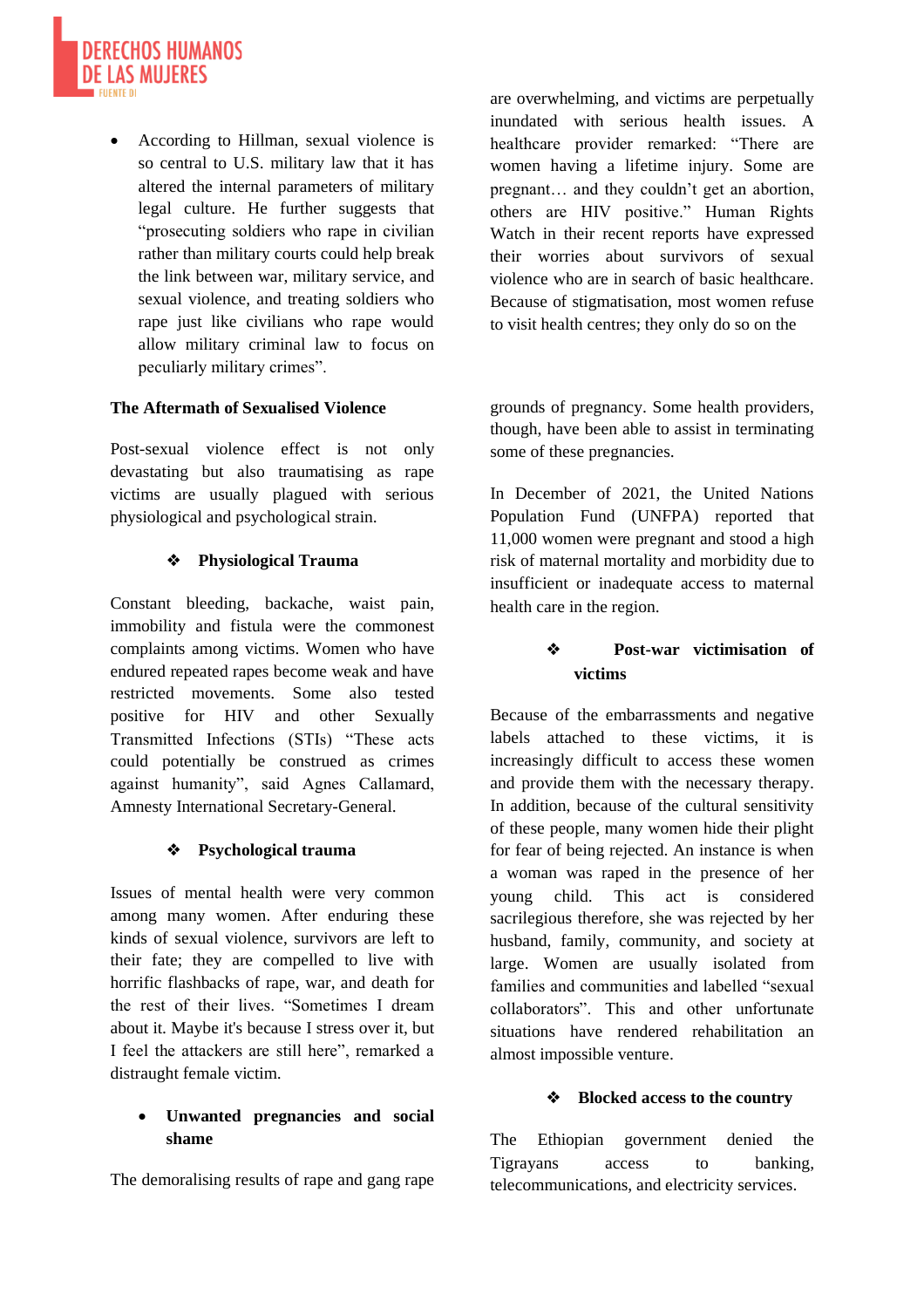- According to Hillman, sexual violence is so central to U.S. military law that it has altered the internal parameters of military legal culture. He further suggests that "prosecuting soldiers who rape in civilian rather than military courts could help break the link between war, military service, and sexual violence, and treating soldiers who rape just like civilians who rape would allow military criminal law to focus on peculiarly military crimes".

### The Aftermath of Sexualised Violence

Post-sexual violence effect is not only devastating but also traumatising as rape victims are usually plagued with serious physiological and psychological strain.

#### ❖ Physiological Trauma

Constant bleeding, backache, waist pain, immobility and fistula were the commonest complaints among victims. Women who have endured repeated rapes become weak and have restricted movements. Some also tested positive for HIV and other Sexually Transmitted Infections (STIs) "These acts could potentially be construed as crimes against humanity", said Agnes Callamard, Amnesty International Secretary-General.

#### ❖ Psychological trauma

Issues of mental health were very common among many women. After enduring these kinds of sexual violence, survivors are left to their fate; they are compelled to live with horrific flashbacks of rape, war, and death for the rest of their lives. "Sometimes I dream about it. Maybe it's because I stress over it, but I feel the attackers are still here", remarked a distraught female victim.

- **Unwanted pregnancies and social shame**

The demoralising results of rape and gang rape are overwhelming, and victims are perpetually inundated with serious health issues. A healthcare provider remarked: "There are women having a lifetime injury. Some are pregnant… and they couldn't get an abortion, others are HIV positive." Human Rights Watch in their recent reports have expressed their worries about survivors of sexual violence who are in search of basic healthcare. Because of stigmatisation, most women refuse to visit health centres; they only do so on the grounds of pregnancy. Some health providers, though, have been able to assist in terminating some of these pregnancies.

In December of 2021, the United Nations Population Fund (UNFPA) reported that 11,000 women were pregnant and stood a high risk of maternal mortality and morbidity due to insufficient or inadequate access to maternal health care in the region.

#### ❖ Post-war victimisation of victims

Because of the embarrassments and negative labels attached to these victims, it is increasingly difficult to access these women and provide them with the necessary therapy. In addition, because of the cultural sensitivity of these people, many women hide their plight for fear of being rejected. An instance is when a woman was raped in the presence of her young child. This act is considered sacrilegious therefore, she was rejected by her husband, family, community, and society at large. Women are usually isolated from families and communities and labelled "sexual collaborators". This and other unfortunate situations have rendered rehabilitation an almost impossible venture.

#### ❖ Blocked access to the country

The Ethiopian government denied the Tigrayans access to banking, telecommunications, and electricity services.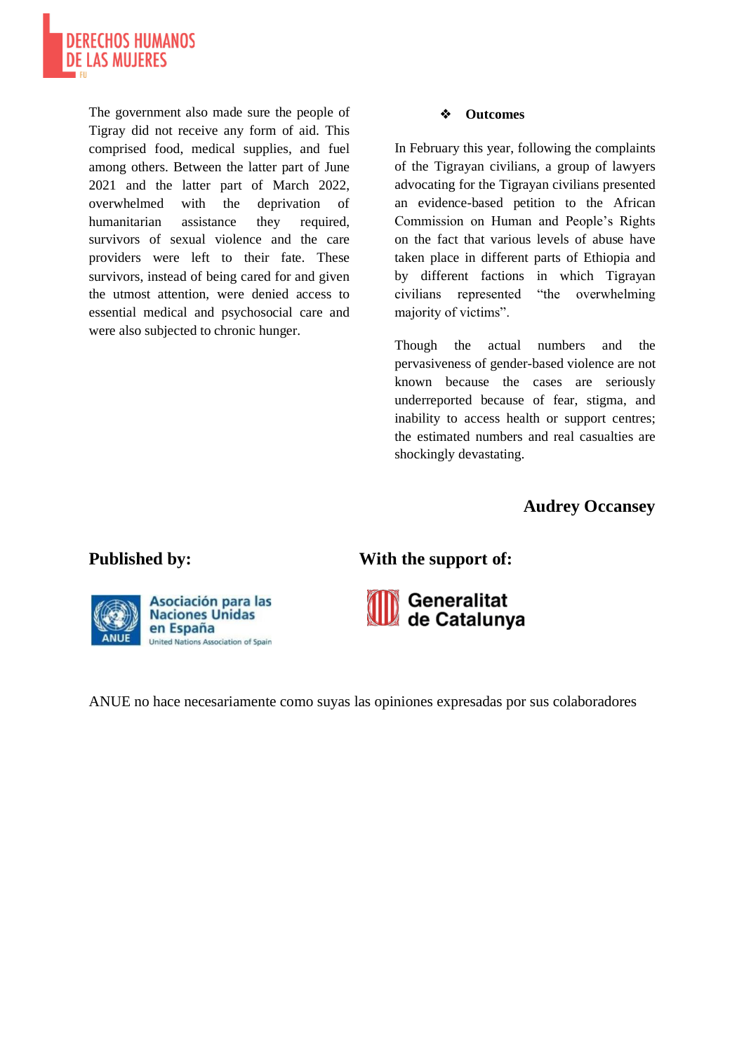The government also made sure the people of Tigray did not receive any form of aid. This comprised food, medical supplies, and fuel among others. Between the latter part of June 2021 and the latter part of March 2022, overwhelmed with the deprivation of humanitarian assistance they required, survivors of sexual violence and the care providers were left to their fate. These survivors, instead of being cared for and given the utmost attention, were denied access to essential medical and psychosocial care and were also subjected to chronic hunger.

### ❖ Outcomes

In February this year, following the complaints of the Tigrayan civilians, a group of lawyers advocating for the Tigrayan civilians presented an evidence-based petition to the African Commission on Human and People's Rights on the fact that various levels of abuse have taken place in different parts of Ethiopia and by different factions in which Tigrayan civilians represented "the overwhelming majority of victims".

Though the actual numbers and the pervasiveness of gender-based violence are not known because the cases are seriously underreported because of fear, stigma, and inability to access health or support centres; the estimated numbers and real casualties are shockingly devastating.

**Audrey Occansey**

**Published by:**

Asociación para las Naciones Unidas en España
United Nations Association of Spain

**With the support of:**

Generalitat de Catalunya

ANUE no hace necesariamente como suyas las opiniones expresadas por sus colaboradores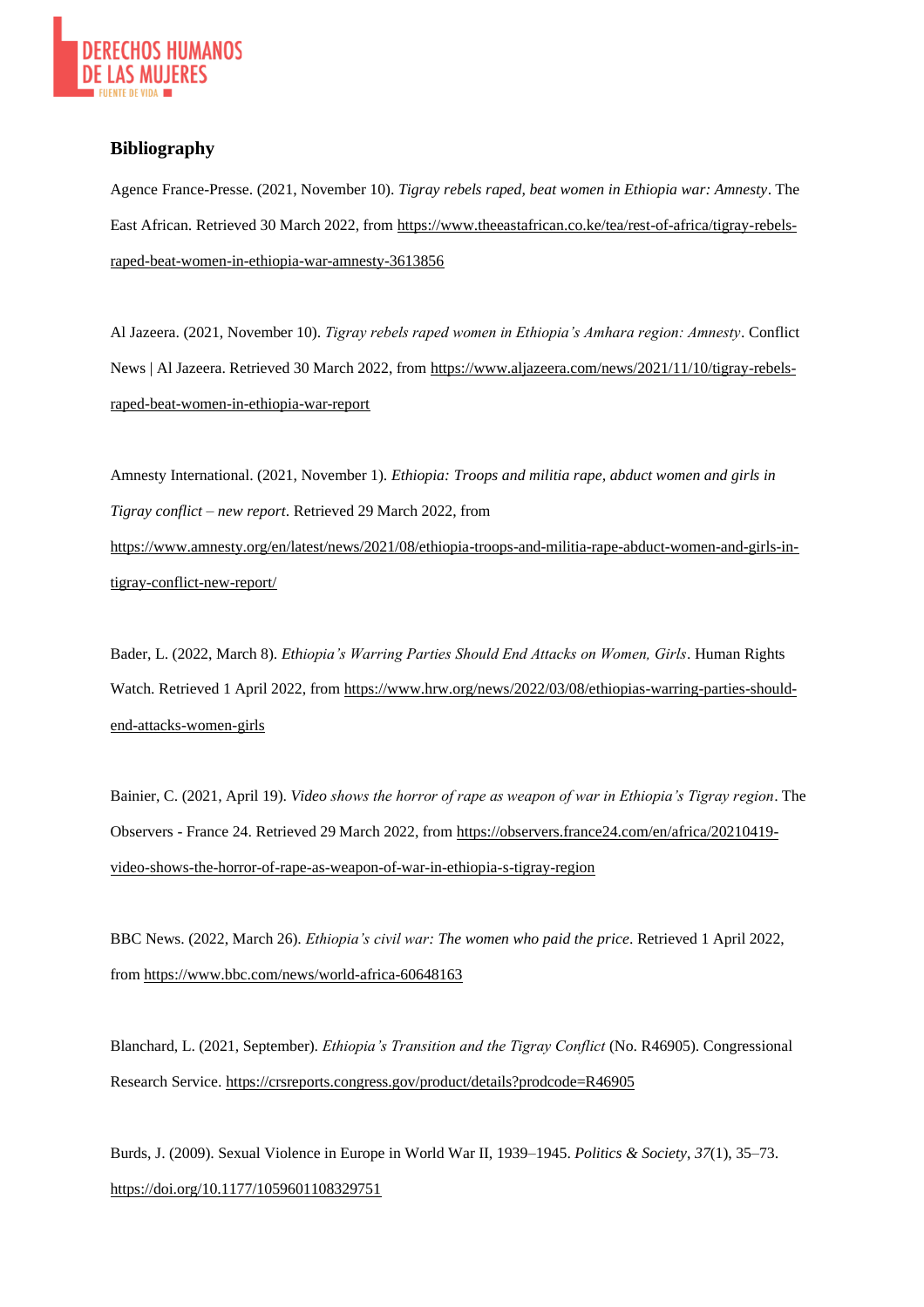## Bibliography

Agence France-Presse. (2021, November 10). *Tigray rebels raped, beat women in Ethiopia war: Amnesty*. The East African. Retrieved 30 March 2022, from https://www.theeastafrican.co.ke/tea/rest-of-africa/tigray-rebels-raped-beat-women-in-ethiopia-war-amnesty-3613856

Al Jazeera. (2021, November 10). *Tigray rebels raped women in Ethiopia's Amhara region: Amnesty*. Conflict News | Al Jazeera. Retrieved 30 March 2022, from https://www.aljazeera.com/news/2021/11/10/tigray-rebels-raped-beat-women-in-ethiopia-war-report

Amnesty International. (2021, November 1). *Ethiopia: Troops and militia rape, abduct women and girls in Tigray conflict – new report*. Retrieved 29 March 2022, from https://www.amnesty.org/en/latest/news/2021/08/ethiopia-troops-and-militia-rape-abduct-women-and-girls-in-tigray-conflict-new-report/

Bader, L. (2022, March 8). *Ethiopia's Warring Parties Should End Attacks on Women, Girls*. Human Rights Watch. Retrieved 1 April 2022, from https://www.hrw.org/news/2022/03/08/ethiopias-warring-parties-should-end-attacks-women-girls

Bainier, C. (2021, April 19). *Video shows the horror of rape as weapon of war in Ethiopia's Tigray region*. The Observers - France 24. Retrieved 29 March 2022, from https://observers.france24.com/en/africa/20210419-video-shows-the-horror-of-rape-as-weapon-of-war-in-ethiopia-s-tigray-region

BBC News. (2022, March 26). *Ethiopia's civil war: The women who paid the price*. Retrieved 1 April 2022, from https://www.bbc.com/news/world-africa-60648163

Blanchard, L. (2021, September). *Ethiopia's Transition and the Tigray Conflict* (No. R46905). Congressional Research Service. https://crsreports.congress.gov/product/details?prodcode=R46905

Burds, J. (2009). Sexual Violence in Europe in World War II, 1939–1945. *Politics & Society*, *37*(1), 35–73. https://doi.org/10.1177/1059601108329751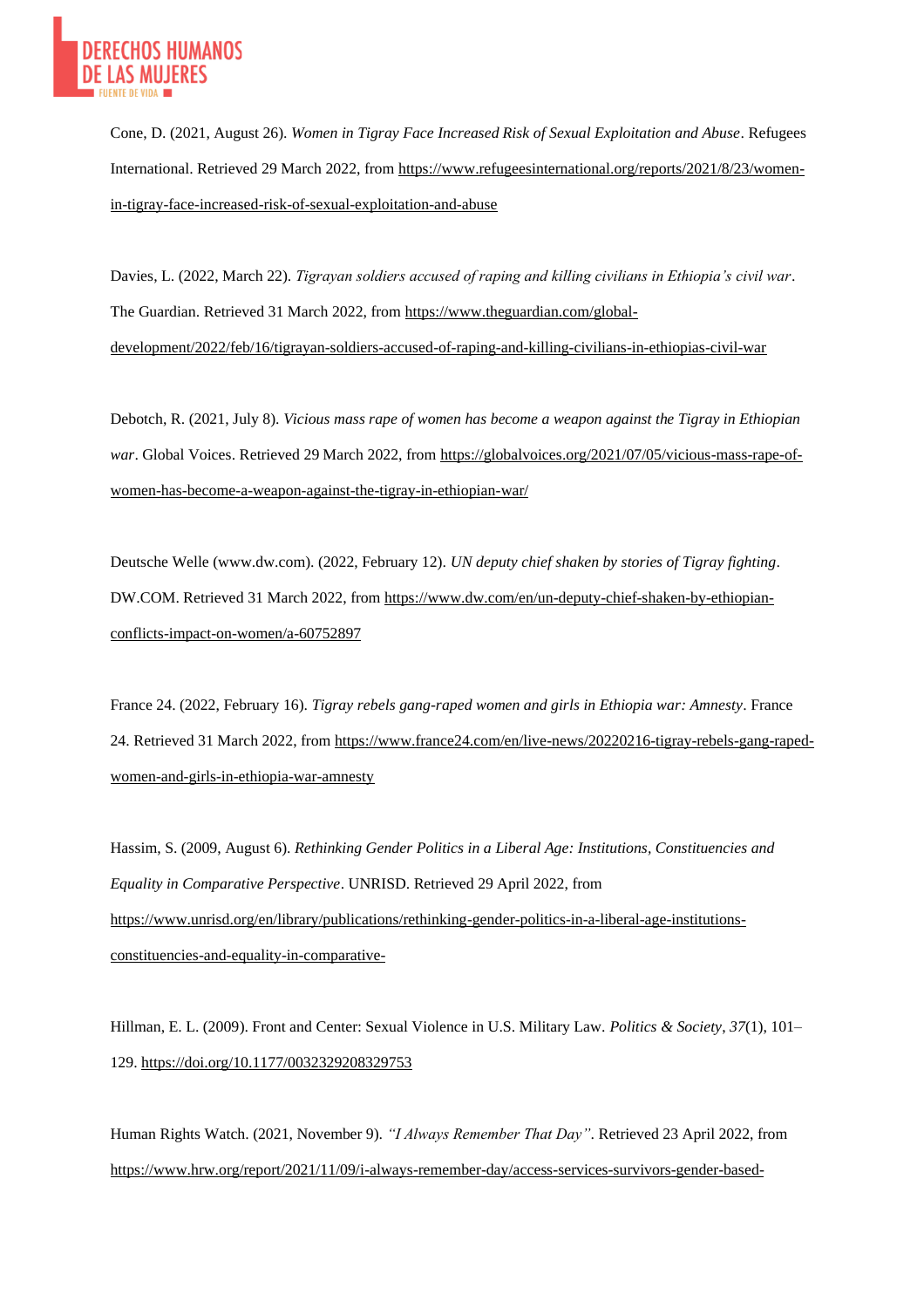Cone, D. (2021, August 26). *Women in Tigray Face Increased Risk of Sexual Exploitation and Abuse*. Refugees International. Retrieved 29 March 2022, from https://www.refugeesinternational.org/reports/2021/8/23/women-in-tigray-face-increased-risk-of-sexual-exploitation-and-abuse

Davies, L. (2022, March 22). *Tigrayan soldiers accused of raping and killing civilians in Ethiopia's civil war*. The Guardian. Retrieved 31 March 2022, from https://www.theguardian.com/global-development/2022/feb/16/tigrayan-soldiers-accused-of-raping-and-killing-civilians-in-ethiopias-civil-war

Debotch, R. (2021, July 8). *Vicious mass rape of women has become a weapon against the Tigray in Ethiopian war*. Global Voices. Retrieved 29 March 2022, from https://globalvoices.org/2021/07/05/vicious-mass-rape-of-women-has-become-a-weapon-against-the-tigray-in-ethiopian-war/

Deutsche Welle (www.dw.com). (2022, February 12). *UN deputy chief shaken by stories of Tigray fighting*. DW.COM. Retrieved 31 March 2022, from https://www.dw.com/en/un-deputy-chief-shaken-by-ethiopian-conflicts-impact-on-women/a-60752897

France 24. (2022, February 16). *Tigray rebels gang-raped women and girls in Ethiopia war: Amnesty*. France 24. Retrieved 31 March 2022, from https://www.france24.com/en/live-news/20220216-tigray-rebels-gang-raped-women-and-girls-in-ethiopia-war-amnesty

Hassim, S. (2009, August 6). *Rethinking Gender Politics in a Liberal Age: Institutions, Constituencies and Equality in Comparative Perspective*. UNRISD. Retrieved 29 April 2022, from https://www.unrisd.org/en/library/publications/rethinking-gender-politics-in-a-liberal-age-institutions-constituencies-and-equality-in-comparative-

Hillman, E. L. (2009). Front and Center: Sexual Violence in U.S. Military Law. *Politics & Society*, *37*(1), 101–129. https://doi.org/10.1177/0032329208329753

Human Rights Watch. (2021, November 9). *"I Always Remember That Day"*. Retrieved 23 April 2022, from https://www.hrw.org/report/2021/11/09/i-always-remember-day/access-services-survivors-gender-based-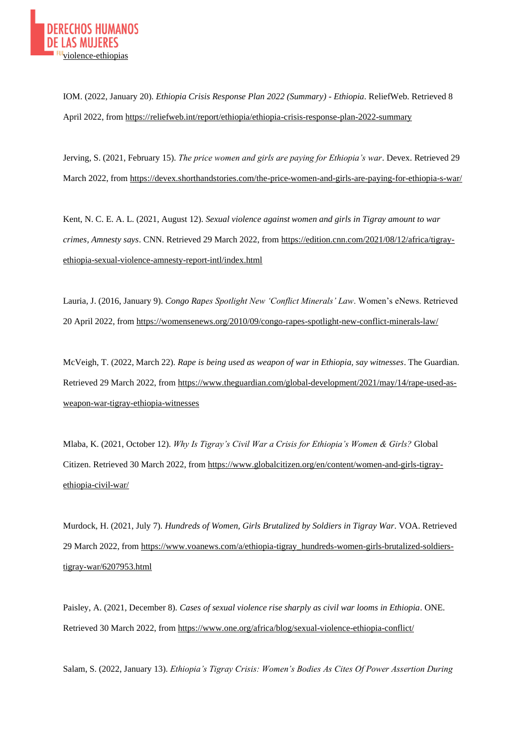violence-ethiopias

IOM. (2022, January 20). *Ethiopia Crisis Response Plan 2022 (Summary) - Ethiopia*. ReliefWeb. Retrieved 8 April 2022, from https://reliefweb.int/report/ethiopia/ethiopia-crisis-response-plan-2022-summary

Jerving, S. (2021, February 15). *The price women and girls are paying for Ethiopia's war*. Devex. Retrieved 29 March 2022, from https://devex.shorthandstories.com/the-price-women-and-girls-are-paying-for-ethiopia-s-war/

Kent, N. C. E. A. L. (2021, August 12). *Sexual violence against women and girls in Tigray amount to war crimes, Amnesty says*. CNN. Retrieved 29 March 2022, from https://edition.cnn.com/2021/08/12/africa/tigray-ethiopia-sexual-violence-amnesty-report-intl/index.html

Lauria, J. (2016, January 9). *Congo Rapes Spotlight New 'Conflict Minerals' Law*. Women's eNews. Retrieved 20 April 2022, from https://womensenews.org/2010/09/congo-rapes-spotlight-new-conflict-minerals-law/

McVeigh, T. (2022, March 22). *Rape is being used as weapon of war in Ethiopia, say witnesses*. The Guardian. Retrieved 29 March 2022, from https://www.theguardian.com/global-development/2021/may/14/rape-used-as-weapon-war-tigray-ethiopia-witnesses

Mlaba, K. (2021, October 12). *Why Is Tigray's Civil War a Crisis for Ethiopia's Women & Girls?* Global Citizen. Retrieved 30 March 2022, from https://www.globalcitizen.org/en/content/women-and-girls-tigray-ethiopia-civil-war/

Murdock, H. (2021, July 7). *Hundreds of Women, Girls Brutalized by Soldiers in Tigray War*. VOA. Retrieved 29 March 2022, from https://www.voanews.com/a/ethiopia-tigray_hundreds-women-girls-brutalized-soldiers-tigray-war/6207953.html

Paisley, A. (2021, December 8). *Cases of sexual violence rise sharply as civil war looms in Ethiopia*. ONE. Retrieved 30 March 2022, from https://www.one.org/africa/blog/sexual-violence-ethiopia-conflict/

Salam, S. (2022, January 13). *Ethiopia's Tigray Crisis: Women's Bodies As Cites Of Power Assertion During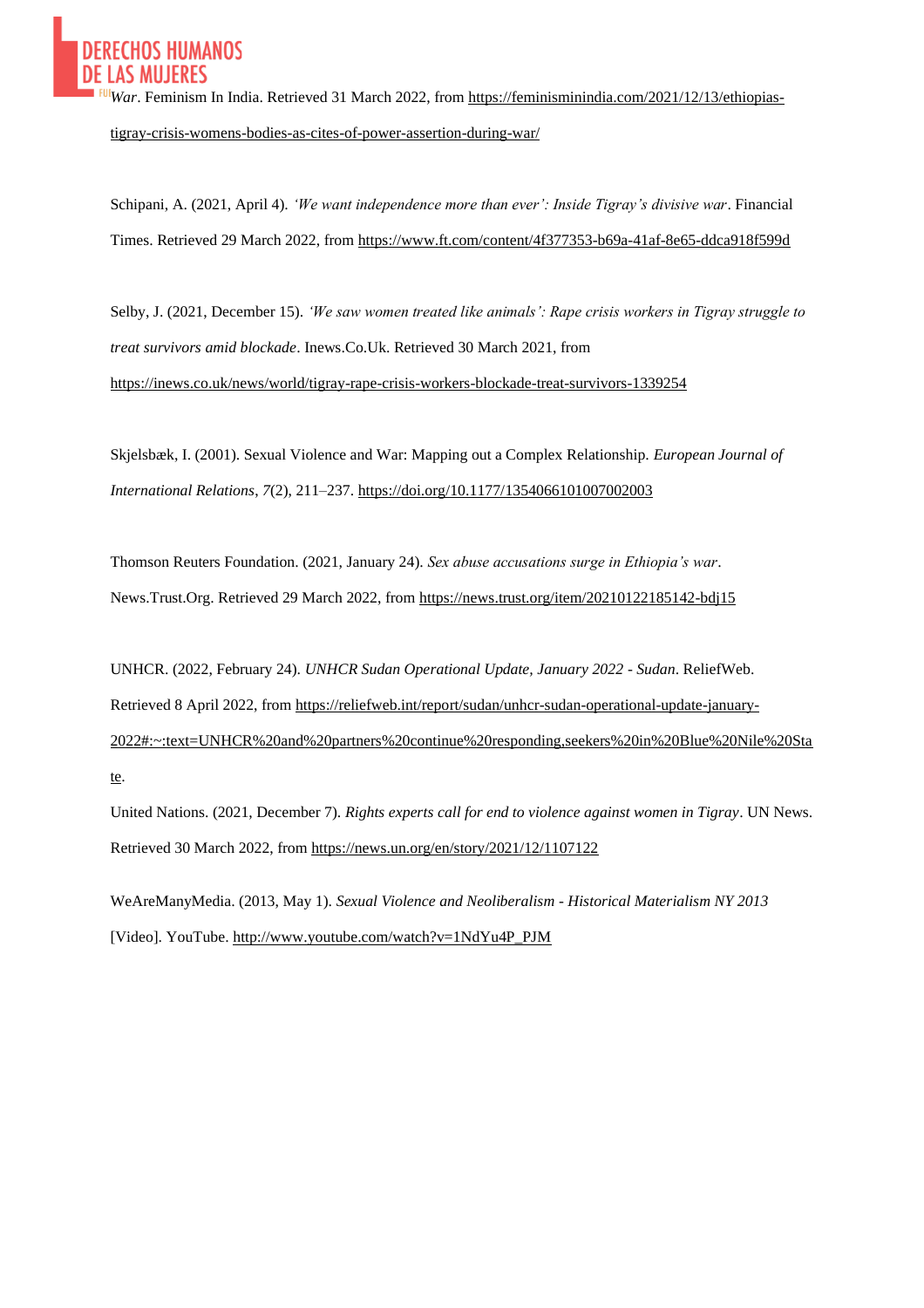*War*. Feminism In India. Retrieved 31 March 2022, from https://feminisminindia.com/2021/12/13/ethiopias-tigray-crisis-womens-bodies-as-cites-of-power-assertion-during-war/

Schipani, A. (2021, April 4). *'We want independence more than ever': Inside Tigray's divisive war*. Financial Times. Retrieved 29 March 2022, from https://www.ft.com/content/4f377353-b69a-41af-8e65-ddca918f599d

Selby, J. (2021, December 15). *'We saw women treated like animals': Rape crisis workers in Tigray struggle to treat survivors amid blockade*. Inews.Co.Uk. Retrieved 30 March 2021, from https://inews.co.uk/news/world/tigray-rape-crisis-workers-blockade-treat-survivors-1339254

Skjelsbæk, I. (2001). Sexual Violence and War: Mapping out a Complex Relationship. *European Journal of International Relations*, *7*(2), 211–237. https://doi.org/10.1177/1354066101007002003

Thomson Reuters Foundation. (2021, January 24). *Sex abuse accusations surge in Ethiopia's war*. News.Trust.Org. Retrieved 29 March 2022, from https://news.trust.org/item/20210122185142-bdj15

UNHCR. (2022, February 24). *UNHCR Sudan Operational Update, January 2022 - Sudan*. ReliefWeb. Retrieved 8 April 2022, from https://reliefweb.int/report/sudan/unhcr-sudan-operational-update-january-2022#:~:text=UNHCR%20and%20partners%20continue%20responding,seekers%20in%20Blue%20Nile%20State.

United Nations. (2021, December 7). *Rights experts call for end to violence against women in Tigray*. UN News. Retrieved 30 March 2022, from https://news.un.org/en/story/2021/12/1107122

WeAreManyMedia. (2013, May 1). *Sexual Violence and Neoliberalism - Historical Materialism NY 2013* [Video]. YouTube. http://www.youtube.com/watch?v=1NdYu4P_PJM